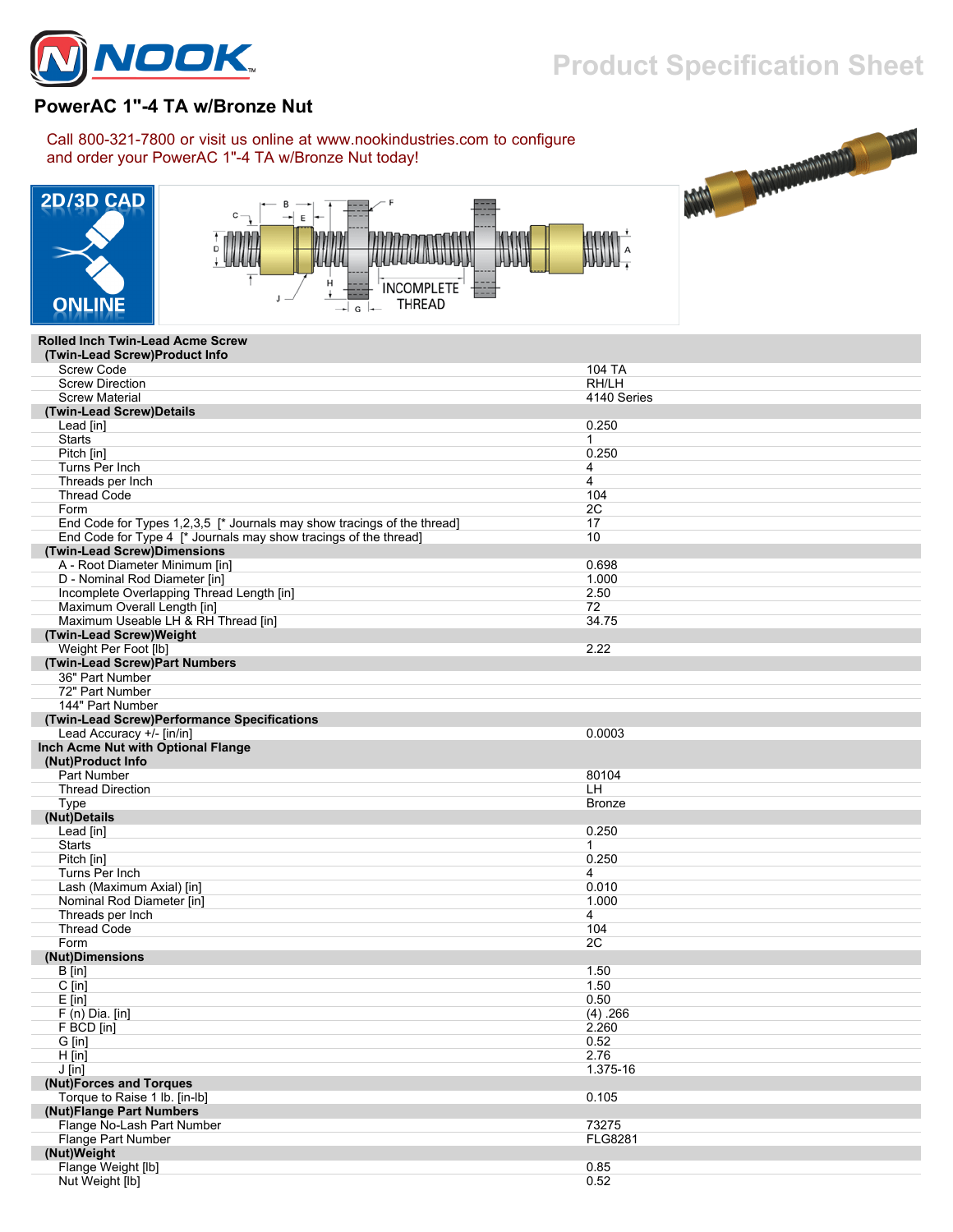# PowerAC 1"-4 TA w/Bronze Nut

Call 800-321-7800 or visit us online at www.nookindustries.com to configure and order your PowerAC 1"-4 TA w/Bronze Nut today!

2D/3D CAD ONLINE

INCOMPLETE THREAD

| Rolled Inch Twin-Lead Acme Screw | |
|---|---|
| **(Twin-Lead Screw)Product Info** | |
| Screw Code | 104 TA |
| Screw Direction | RH/LH |
| Screw Material | 4140 Series |
| **(Twin-Lead Screw)Details** | |
| Lead [in] | 0.250 |
| Starts | 1 |
| Pitch [in] | 0.250 |
| Turns Per Inch | 4 |
| Threads per Inch | 4 |
| Thread Code | 104 |
| Form | 2C |
| End Code for Types 1,2,3,5 [* Journals may show tracings of the thread] | 17 |
| End Code for Type 4 [* Journals may show tracings of the thread] | 10 |
| **(Twin-Lead Screw)Dimensions** | |
| A - Root Diameter Minimum [in] | 0.698 |
| D - Nominal Rod Diameter [in] | 1.000 |
| Incomplete Overlapping Thread Length [in] | 2.50 |
| Maximum Overall Length [in] | 72 |
| Maximum Useable LH & RH Thread [in] | 34.75 |
| **(Twin-Lead Screw)Weight** | |
| Weight Per Foot [lb] | 2.22 |
| **(Twin-Lead Screw)Part Numbers** | |
| 36" Part Number | |
| 72" Part Number | |
| 144" Part Number | |
| **(Twin-Lead Screw)Performance Specifications** | |
| Lead Accuracy +/- [in/in] | 0.0003 |

| Inch Acme Nut with Optional Flange | |
|---|---|
| **(Nut)Product Info** | |
| Part Number | 80104 |
| Thread Direction | LH |
| Type | Bronze |
| **(Nut)Details** | |
| Lead [in] | 0.250 |
| Starts | 1 |
| Pitch [in] | 0.250 |
| Turns Per Inch | 4 |
| Lash (Maximum Axial) [in] | 0.010 |
| Nominal Rod Diameter [in] | 1.000 |
| Threads per Inch | 4 |
| Thread Code | 104 |
| Form | 2C |
| **(Nut)Dimensions** | |
| B [in] | 1.50 |
| C [in] | 1.50 |
| E [in] | 0.50 |
| F (n) Dia. [in] | (4) .266 |
| F BCD [in] | 2.260 |
| G [in] | 0.52 |
| H [in] | 2.76 |
| J [in] | 1.375-16 |
| **(Nut)Forces and Torques** | |
| Torque to Raise 1 lb. [in-lb] | 0.105 |
| **(Nut)Flange Part Numbers** | |
| Flange No-Lash Part Number | 73275 |
| Flange Part Number | FLG8281 |
| **(Nut)Weight** | |
| Flange Weight [lb] | 0.85 |
| Nut Weight [lb] | 0.52 |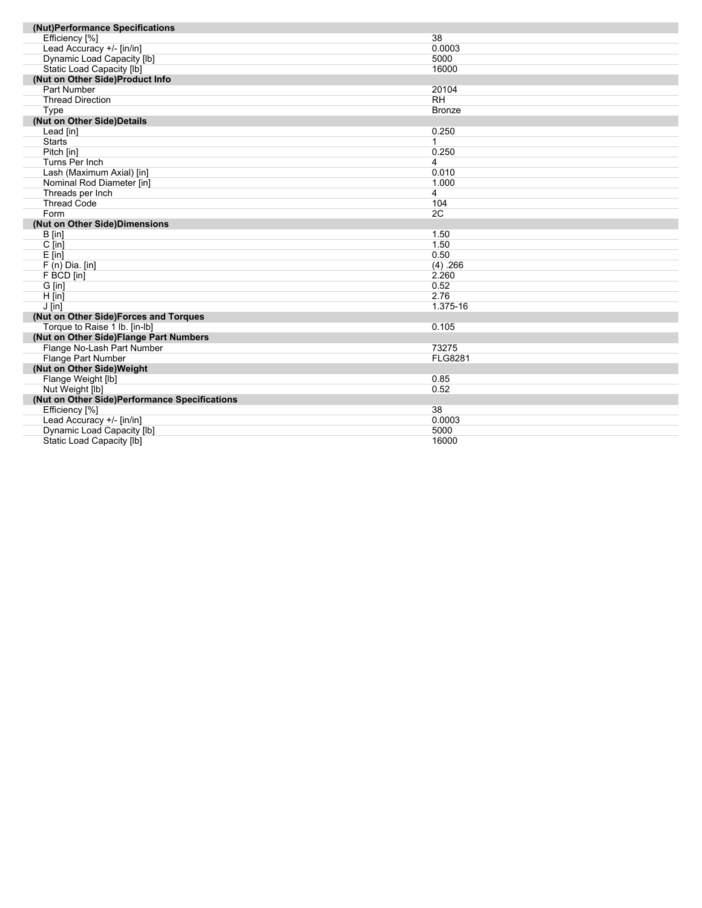| | |
|---|---|
| **(Nut)Performance Specifications** | |
| Efficiency [%] | 38 |
| Lead Accuracy +/- [in/in] | 0.0003 |
| Dynamic Load Capacity [lb] | 5000 |
| Static Load Capacity [lb] | 16000 |
| **(Nut on Other Side)Product Info** | |
| Part Number | 20104 |
| Thread Direction | RH |
| Type | Bronze |
| **(Nut on Other Side)Details** | |
| Lead [in] | 0.250 |
| Starts | 1 |
| Pitch [in] | 0.250 |
| Turns Per Inch | 4 |
| Lash (Maximum Axial) [in] | 0.010 |
| Nominal Rod Diameter [in] | 1.000 |
| Threads per Inch | 4 |
| Thread Code | 104 |
| Form | 2C |
| **(Nut on Other Side)Dimensions** | |
| B [in] | 1.50 |
| C [in] | 1.50 |
| E [in] | 0.50 |
| F (n) Dia. [in] | (4) .266 |
| F BCD [in] | 2.260 |
| G [in] | 0.52 |
| H [in] | 2.76 |
| J [in] | 1.375-16 |
| **(Nut on Other Side)Forces and Torques** | |
| Torque to Raise 1 lb. [in-lb] | 0.105 |
| **(Nut on Other Side)Flange Part Numbers** | |
| Flange No-Lash Part Number | 73275 |
| Flange Part Number | FLG8281 |
| **(Nut on Other Side)Weight** | |
| Flange Weight [lb] | 0.85 |
| Nut Weight [lb] | 0.52 |
| **(Nut on Other Side)Performance Specifications** | |
| Efficiency [%] | 38 |
| Lead Accuracy +/- [in/in] | 0.0003 |
| Dynamic Load Capacity [lb] | 5000 |
| Static Load Capacity [lb] | 16000 |